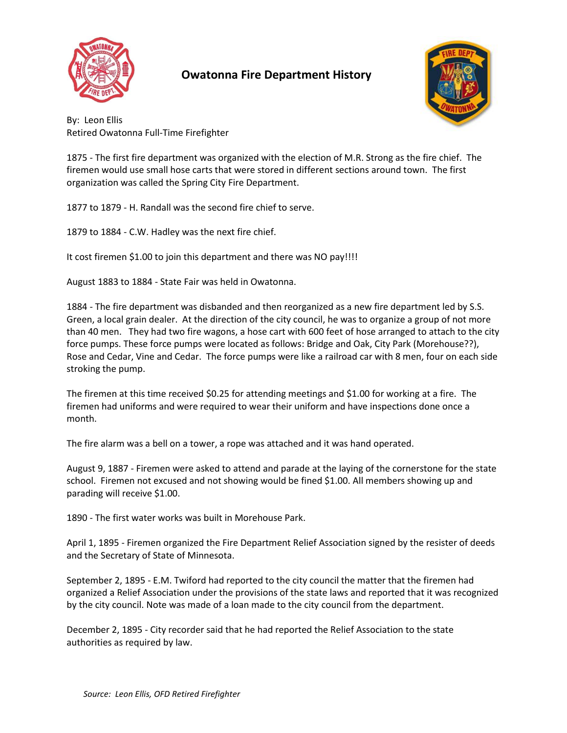# Owatonna Fire Department History

By: Leon Ellis
Retired Owatonna Full-Time Firefighter

1875 - The first fire department was organized with the election of M.R. Strong as the fire chief. The firemen would use small hose carts that were stored in different sections around town. The first organization was called the Spring City Fire Department.

1877 to 1879 - H. Randall was the second fire chief to serve.

1879 to 1884 - C.W. Hadley was the next fire chief.

It cost firemen $1.00 to join this department and there was NO pay!!!!

August 1883 to 1884 - State Fair was held in Owatonna.

1884 - The fire department was disbanded and then reorganized as a new fire department led by S.S. Green, a local grain dealer. At the direction of the city council, he was to organize a group of not more than 40 men. They had two fire wagons, a hose cart with 600 feet of hose arranged to attach to the city force pumps. These force pumps were located as follows: Bridge and Oak, City Park (Morehouse??), Rose and Cedar, Vine and Cedar. The force pumps were like a railroad car with 8 men, four on each side stroking the pump.

The firemen at this time received $0.25 for attending meetings and $1.00 for working at a fire. The firemen had uniforms and were required to wear their uniform and have inspections done once a month.

The fire alarm was a bell on a tower, a rope was attached and it was hand operated.

August 9, 1887 - Firemen were asked to attend and parade at the laying of the cornerstone for the state school. Firemen not excused and not showing would be fined $1.00. All members showing up and parading will receive $1.00.

1890 - The first water works was built in Morehouse Park.

April 1, 1895 - Firemen organized the Fire Department Relief Association signed by the resister of deeds and the Secretary of State of Minnesota.

September 2, 1895 - E.M. Twiford had reported to the city council the matter that the firemen had organized a Relief Association under the provisions of the state laws and reported that it was recognized by the city council. Note was made of a loan made to the city council from the department.

December 2, 1895 - City recorder said that he had reported the Relief Association to the state authorities as required by law.

*Source: Leon Ellis, OFD Retired Firefighter*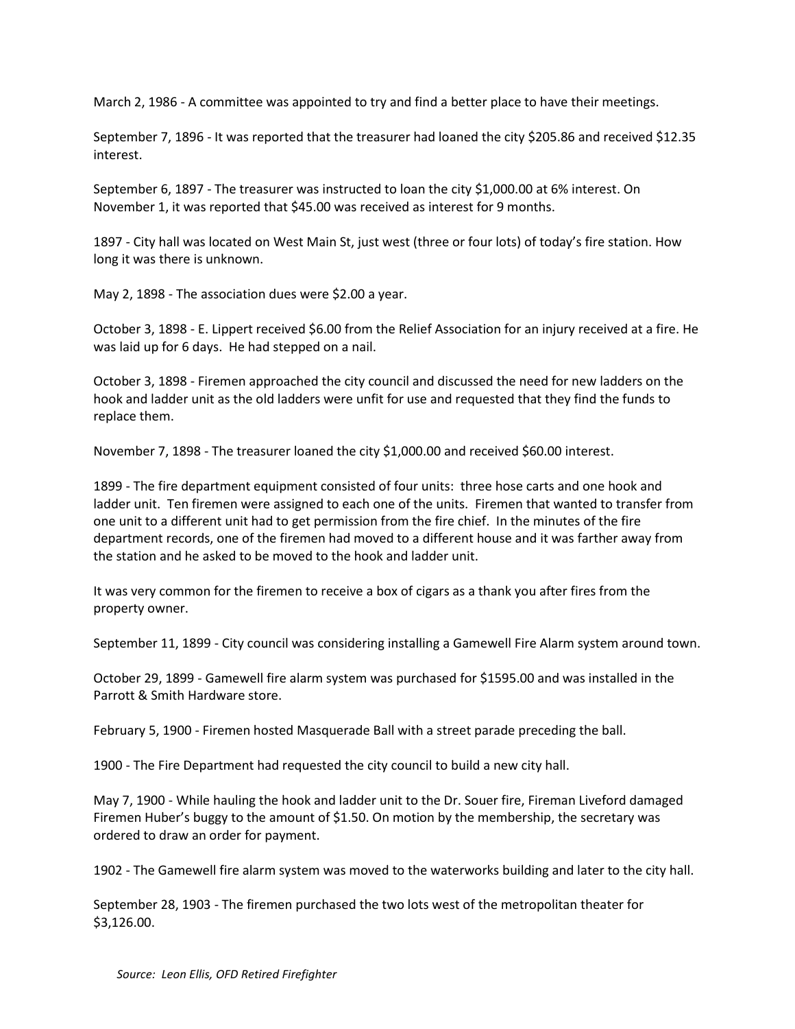March 2, 1986 - A committee was appointed to try and find a better place to have their meetings.

September 7, 1896 - It was reported that the treasurer had loaned the city $205.86 and received $12.35 interest.

September 6, 1897 - The treasurer was instructed to loan the city $1,000.00 at 6% interest. On November 1, it was reported that $45.00 was received as interest for 9 months.

1897 - City hall was located on West Main St, just west (three or four lots) of today's fire station. How long it was there is unknown.

May 2, 1898 - The association dues were $2.00 a year.

October 3, 1898 - E. Lippert received $6.00 from the Relief Association for an injury received at a fire. He was laid up for 6 days. He had stepped on a nail.

October 3, 1898 - Firemen approached the city council and discussed the need for new ladders on the hook and ladder unit as the old ladders were unfit for use and requested that they find the funds to replace them.

November 7, 1898 - The treasurer loaned the city $1,000.00 and received $60.00 interest.

1899 - The fire department equipment consisted of four units: three hose carts and one hook and ladder unit. Ten firemen were assigned to each one of the units. Firemen that wanted to transfer from one unit to a different unit had to get permission from the fire chief. In the minutes of the fire department records, one of the firemen had moved to a different house and it was farther away from the station and he asked to be moved to the hook and ladder unit.

It was very common for the firemen to receive a box of cigars as a thank you after fires from the property owner.

September 11, 1899 - City council was considering installing a Gamewell Fire Alarm system around town.

October 29, 1899 - Gamewell fire alarm system was purchased for $1595.00 and was installed in the Parrott & Smith Hardware store.

February 5, 1900 - Firemen hosted Masquerade Ball with a street parade preceding the ball.

1900 - The Fire Department had requested the city council to build a new city hall.

May 7, 1900 - While hauling the hook and ladder unit to the Dr. Souer fire, Fireman Liveford damaged Firemen Huber's buggy to the amount of $1.50. On motion by the membership, the secretary was ordered to draw an order for payment.

1902 - The Gamewell fire alarm system was moved to the waterworks building and later to the city hall.

September 28, 1903 - The firemen purchased the two lots west of the metropolitan theater for $3,126.00.

*Source: Leon Ellis, OFD Retired Firefighter*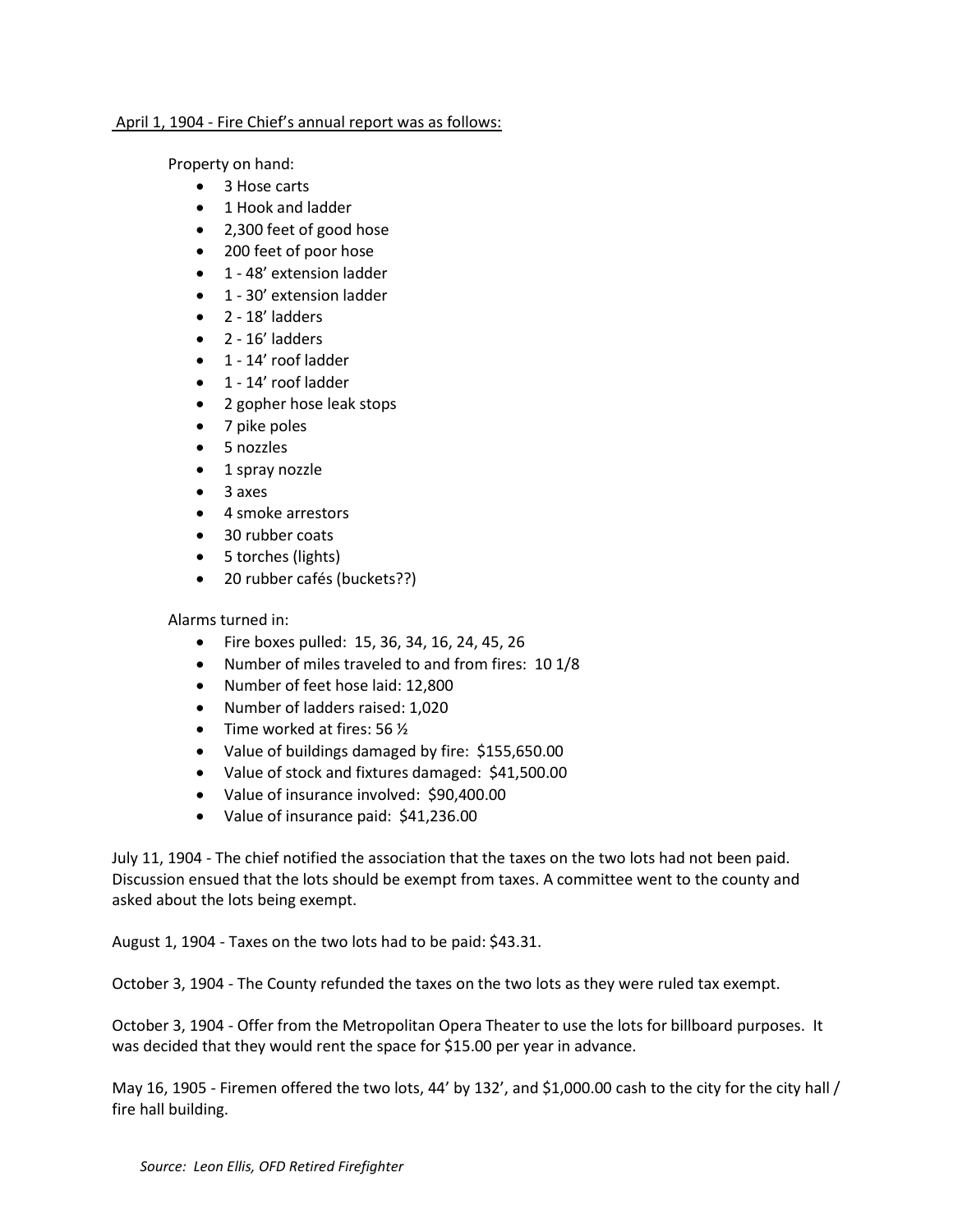April 1, 1904 - Fire Chief's annual report was as follows:

Property on hand:

- 3 Hose carts
- 1 Hook and ladder
- 2,300 feet of good hose
- 200 feet of poor hose
- 1 - 48' extension ladder
- 1 - 30' extension ladder
- 2 - 18' ladders
- 2 - 16' ladders
- 1 - 14' roof ladder
- 1 - 14' roof ladder
- 2 gopher hose leak stops
- 7 pike poles
- 5 nozzles
- 1 spray nozzle
- 3 axes
- 4 smoke arrestors
- 30 rubber coats
- 5 torches (lights)
- 20 rubber cafés (buckets??)

Alarms turned in:

- Fire boxes pulled: 15, 36, 34, 16, 24, 45, 26
- Number of miles traveled to and from fires: 10 1/8
- Number of feet hose laid: 12,800
- Number of ladders raised: 1,020
- Time worked at fires: 56 ½
- Value of buildings damaged by fire: $155,650.00
- Value of stock and fixtures damaged: $41,500.00
- Value of insurance involved: $90,400.00
- Value of insurance paid: $41,236.00

July 11, 1904 - The chief notified the association that the taxes on the two lots had not been paid. Discussion ensued that the lots should be exempt from taxes. A committee went to the county and asked about the lots being exempt.

August 1, 1904 - Taxes on the two lots had to be paid: $43.31.

October 3, 1904 - The County refunded the taxes on the two lots as they were ruled tax exempt.

October 3, 1904 - Offer from the Metropolitan Opera Theater to use the lots for billboard purposes. It was decided that they would rent the space for $15.00 per year in advance.

May 16, 1905 - Firemen offered the two lots, 44' by 132', and $1,000.00 cash to the city for the city hall / fire hall building.

*Source: Leon Ellis, OFD Retired Firefighter*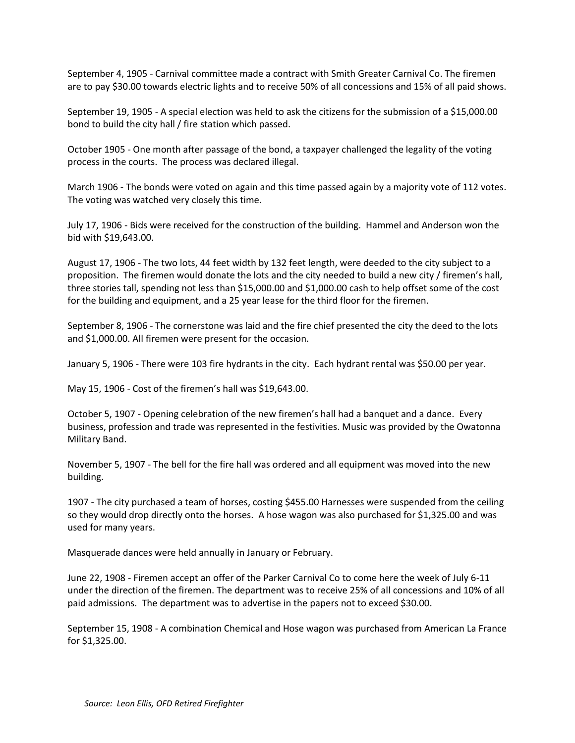September 4, 1905 - Carnival committee made a contract with Smith Greater Carnival Co. The firemen are to pay $30.00 towards electric lights and to receive 50% of all concessions and 15% of all paid shows.

September 19, 1905 - A special election was held to ask the citizens for the submission of a $15,000.00 bond to build the city hall / fire station which passed.

October 1905 - One month after passage of the bond, a taxpayer challenged the legality of the voting process in the courts. The process was declared illegal.

March 1906 - The bonds were voted on again and this time passed again by a majority vote of 112 votes. The voting was watched very closely this time.

July 17, 1906 - Bids were received for the construction of the building. Hammel and Anderson won the bid with $19,643.00.

August 17, 1906 - The two lots, 44 feet width by 132 feet length, were deeded to the city subject to a proposition. The firemen would donate the lots and the city needed to build a new city / firemen's hall, three stories tall, spending not less than $15,000.00 and $1,000.00 cash to help offset some of the cost for the building and equipment, and a 25 year lease for the third floor for the firemen.

September 8, 1906 - The cornerstone was laid and the fire chief presented the city the deed to the lots and $1,000.00. All firemen were present for the occasion.

January 5, 1906 - There were 103 fire hydrants in the city. Each hydrant rental was $50.00 per year.

May 15, 1906 - Cost of the firemen's hall was $19,643.00.

October 5, 1907 - Opening celebration of the new firemen's hall had a banquet and a dance. Every business, profession and trade was represented in the festivities. Music was provided by the Owatonna Military Band.

November 5, 1907 - The bell for the fire hall was ordered and all equipment was moved into the new building.

1907 - The city purchased a team of horses, costing $455.00 Harnesses were suspended from the ceiling so they would drop directly onto the horses. A hose wagon was also purchased for $1,325.00 and was used for many years.

Masquerade dances were held annually in January or February.

June 22, 1908 - Firemen accept an offer of the Parker Carnival Co to come here the week of July 6-11 under the direction of the firemen. The department was to receive 25% of all concessions and 10% of all paid admissions. The department was to advertise in the papers not to exceed $30.00.

September 15, 1908 - A combination Chemical and Hose wagon was purchased from American La France for $1,325.00.

*Source: Leon Ellis, OFD Retired Firefighter*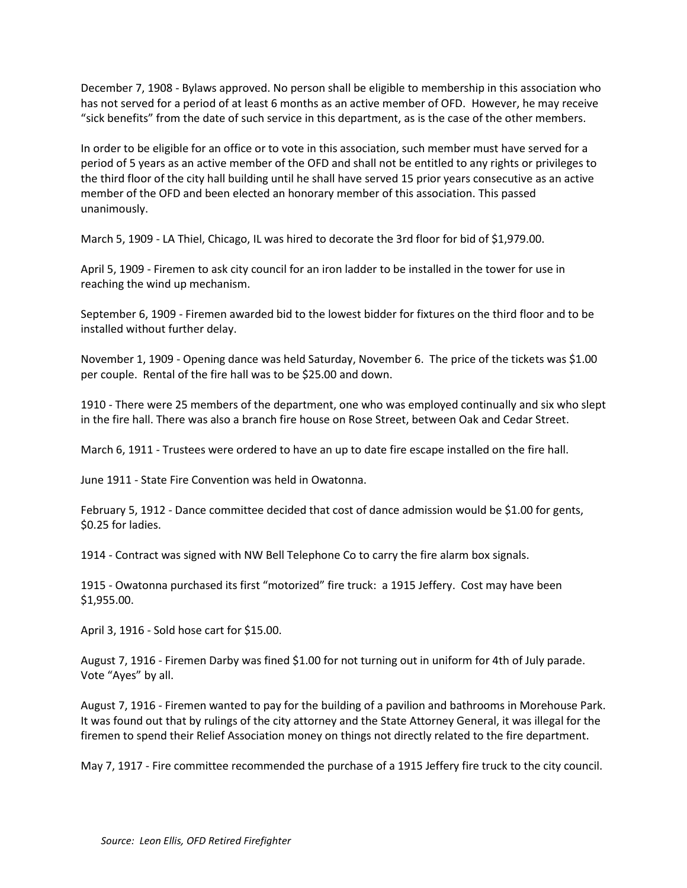December 7, 1908 - Bylaws approved. No person shall be eligible to membership in this association who has not served for a period of at least 6 months as an active member of OFD. However, he may receive "sick benefits" from the date of such service in this department, as is the case of the other members.

In order to be eligible for an office or to vote in this association, such member must have served for a period of 5 years as an active member of the OFD and shall not be entitled to any rights or privileges to the third floor of the city hall building until he shall have served 15 prior years consecutive as an active member of the OFD and been elected an honorary member of this association. This passed unanimously.

March 5, 1909 - LA Thiel, Chicago, IL was hired to decorate the 3rd floor for bid of $1,979.00.

April 5, 1909 - Firemen to ask city council for an iron ladder to be installed in the tower for use in reaching the wind up mechanism.

September 6, 1909 - Firemen awarded bid to the lowest bidder for fixtures on the third floor and to be installed without further delay.

November 1, 1909 - Opening dance was held Saturday, November 6. The price of the tickets was $1.00 per couple. Rental of the fire hall was to be $25.00 and down.

1910 - There were 25 members of the department, one who was employed continually and six who slept in the fire hall. There was also a branch fire house on Rose Street, between Oak and Cedar Street.

March 6, 1911 - Trustees were ordered to have an up to date fire escape installed on the fire hall.

June 1911 - State Fire Convention was held in Owatonna.

February 5, 1912 - Dance committee decided that cost of dance admission would be $1.00 for gents, $0.25 for ladies.

1914 - Contract was signed with NW Bell Telephone Co to carry the fire alarm box signals.

1915 - Owatonna purchased its first "motorized" fire truck: a 1915 Jeffery. Cost may have been $1,955.00.

April 3, 1916 - Sold hose cart for $15.00.

August 7, 1916 - Firemen Darby was fined $1.00 for not turning out in uniform for 4th of July parade. Vote "Ayes" by all.

August 7, 1916 - Firemen wanted to pay for the building of a pavilion and bathrooms in Morehouse Park. It was found out that by rulings of the city attorney and the State Attorney General, it was illegal for the firemen to spend their Relief Association money on things not directly related to the fire department.

May 7, 1917 - Fire committee recommended the purchase of a 1915 Jeffery fire truck to the city council.

*Source: Leon Ellis, OFD Retired Firefighter*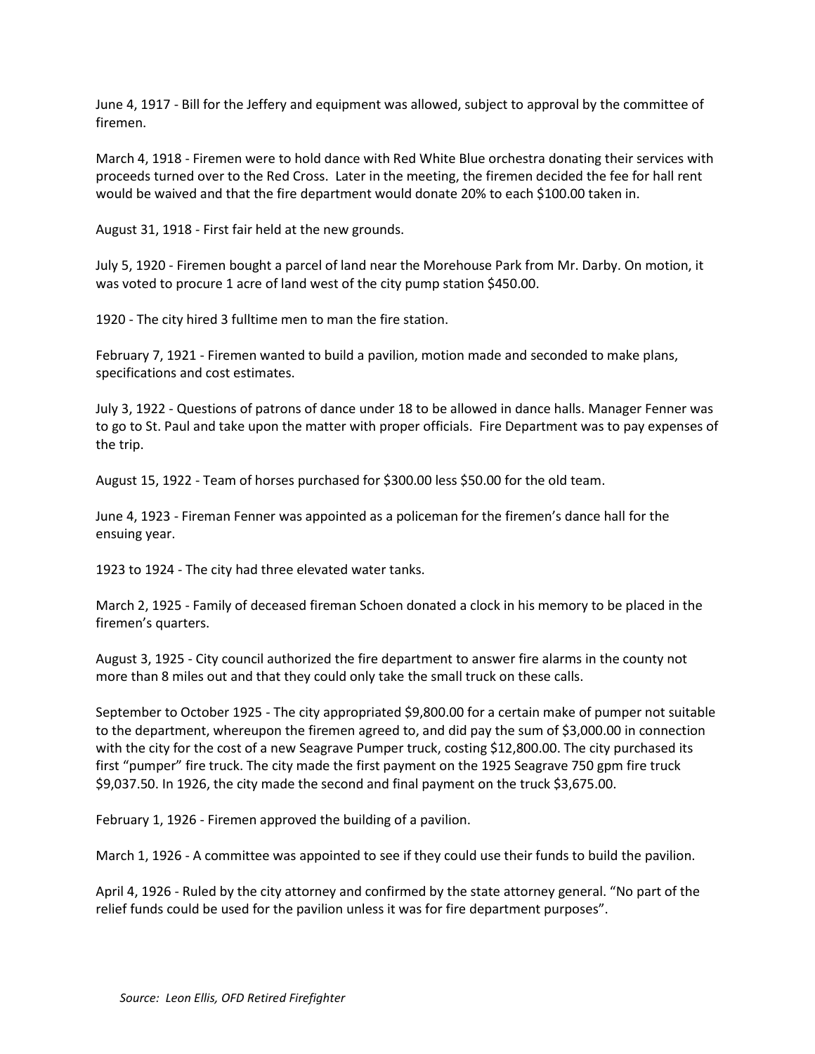June 4, 1917 - Bill for the Jeffery and equipment was allowed, subject to approval by the committee of firemen.

March 4, 1918 - Firemen were to hold dance with Red White Blue orchestra donating their services with proceeds turned over to the Red Cross. Later in the meeting, the firemen decided the fee for hall rent would be waived and that the fire department would donate 20% to each $100.00 taken in.

August 31, 1918 - First fair held at the new grounds.

July 5, 1920 - Firemen bought a parcel of land near the Morehouse Park from Mr. Darby. On motion, it was voted to procure 1 acre of land west of the city pump station $450.00.

1920 - The city hired 3 fulltime men to man the fire station.

February 7, 1921 - Firemen wanted to build a pavilion, motion made and seconded to make plans, specifications and cost estimates.

July 3, 1922 - Questions of patrons of dance under 18 to be allowed in dance halls. Manager Fenner was to go to St. Paul and take upon the matter with proper officials. Fire Department was to pay expenses of the trip.

August 15, 1922 - Team of horses purchased for $300.00 less $50.00 for the old team.

June 4, 1923 - Fireman Fenner was appointed as a policeman for the firemen's dance hall for the ensuing year.

1923 to 1924 - The city had three elevated water tanks.

March 2, 1925 - Family of deceased fireman Schoen donated a clock in his memory to be placed in the firemen's quarters.

August 3, 1925 - City council authorized the fire department to answer fire alarms in the county not more than 8 miles out and that they could only take the small truck on these calls.

September to October 1925 - The city appropriated $9,800.00 for a certain make of pumper not suitable to the department, whereupon the firemen agreed to, and did pay the sum of $3,000.00 in connection with the city for the cost of a new Seagrave Pumper truck, costing $12,800.00. The city purchased its first "pumper" fire truck. The city made the first payment on the 1925 Seagrave 750 gpm fire truck $9,037.50. In 1926, the city made the second and final payment on the truck $3,675.00.

February 1, 1926 - Firemen approved the building of a pavilion.

March 1, 1926 - A committee was appointed to see if they could use their funds to build the pavilion.

April 4, 1926 - Ruled by the city attorney and confirmed by the state attorney general. "No part of the relief funds could be used for the pavilion unless it was for fire department purposes".

*Source: Leon Ellis, OFD Retired Firefighter*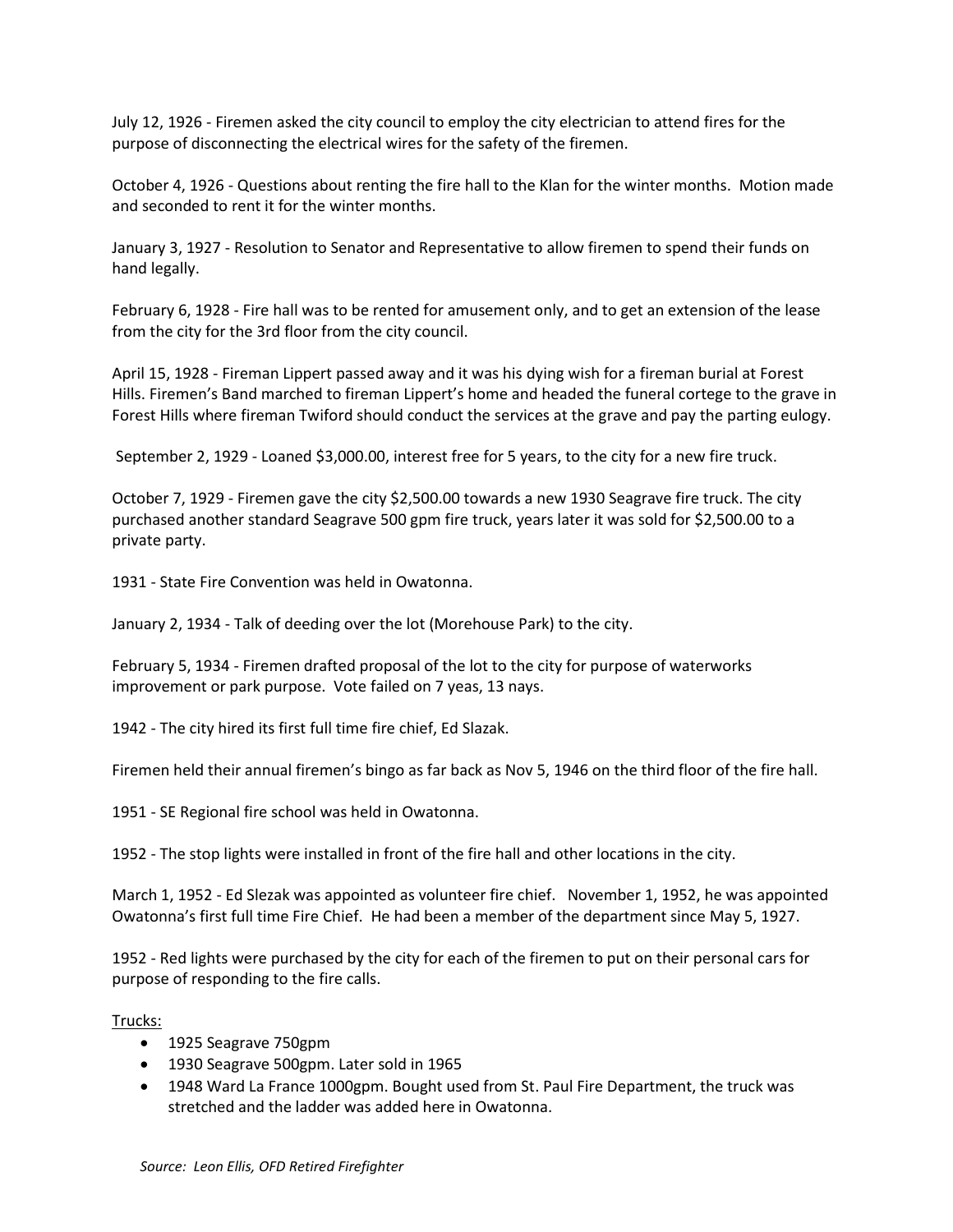July 12, 1926 - Firemen asked the city council to employ the city electrician to attend fires for the purpose of disconnecting the electrical wires for the safety of the firemen.

October 4, 1926 - Questions about renting the fire hall to the Klan for the winter months. Motion made and seconded to rent it for the winter months.

January 3, 1927 - Resolution to Senator and Representative to allow firemen to spend their funds on hand legally.

February 6, 1928 - Fire hall was to be rented for amusement only, and to get an extension of the lease from the city for the 3rd floor from the city council.

April 15, 1928 - Fireman Lippert passed away and it was his dying wish for a fireman burial at Forest Hills. Firemen's Band marched to fireman Lippert's home and headed the funeral cortege to the grave in Forest Hills where fireman Twiford should conduct the services at the grave and pay the parting eulogy.

September 2, 1929 - Loaned $3,000.00, interest free for 5 years, to the city for a new fire truck.

October 7, 1929 - Firemen gave the city $2,500.00 towards a new 1930 Seagrave fire truck. The city purchased another standard Seagrave 500 gpm fire truck, years later it was sold for $2,500.00 to a private party.

1931 - State Fire Convention was held in Owatonna.

January 2, 1934 - Talk of deeding over the lot (Morehouse Park) to the city.

February 5, 1934 - Firemen drafted proposal of the lot to the city for purpose of waterworks improvement or park purpose. Vote failed on 7 yeas, 13 nays.

1942 - The city hired its first full time fire chief, Ed Slazak.

Firemen held their annual firemen's bingo as far back as Nov 5, 1946 on the third floor of the fire hall.

1951 - SE Regional fire school was held in Owatonna.

1952 - The stop lights were installed in front of the fire hall and other locations in the city.

March 1, 1952 - Ed Slezak was appointed as volunteer fire chief. November 1, 1952, he was appointed Owatonna's first full time Fire Chief. He had been a member of the department since May 5, 1927.

1952 - Red lights were purchased by the city for each of the firemen to put on their personal cars for purpose of responding to the fire calls.

Trucks:

- 1925 Seagrave 750gpm
- 1930 Seagrave 500gpm. Later sold in 1965
- 1948 Ward La France 1000gpm. Bought used from St. Paul Fire Department, the truck was stretched and the ladder was added here in Owatonna.

*Source: Leon Ellis, OFD Retired Firefighter*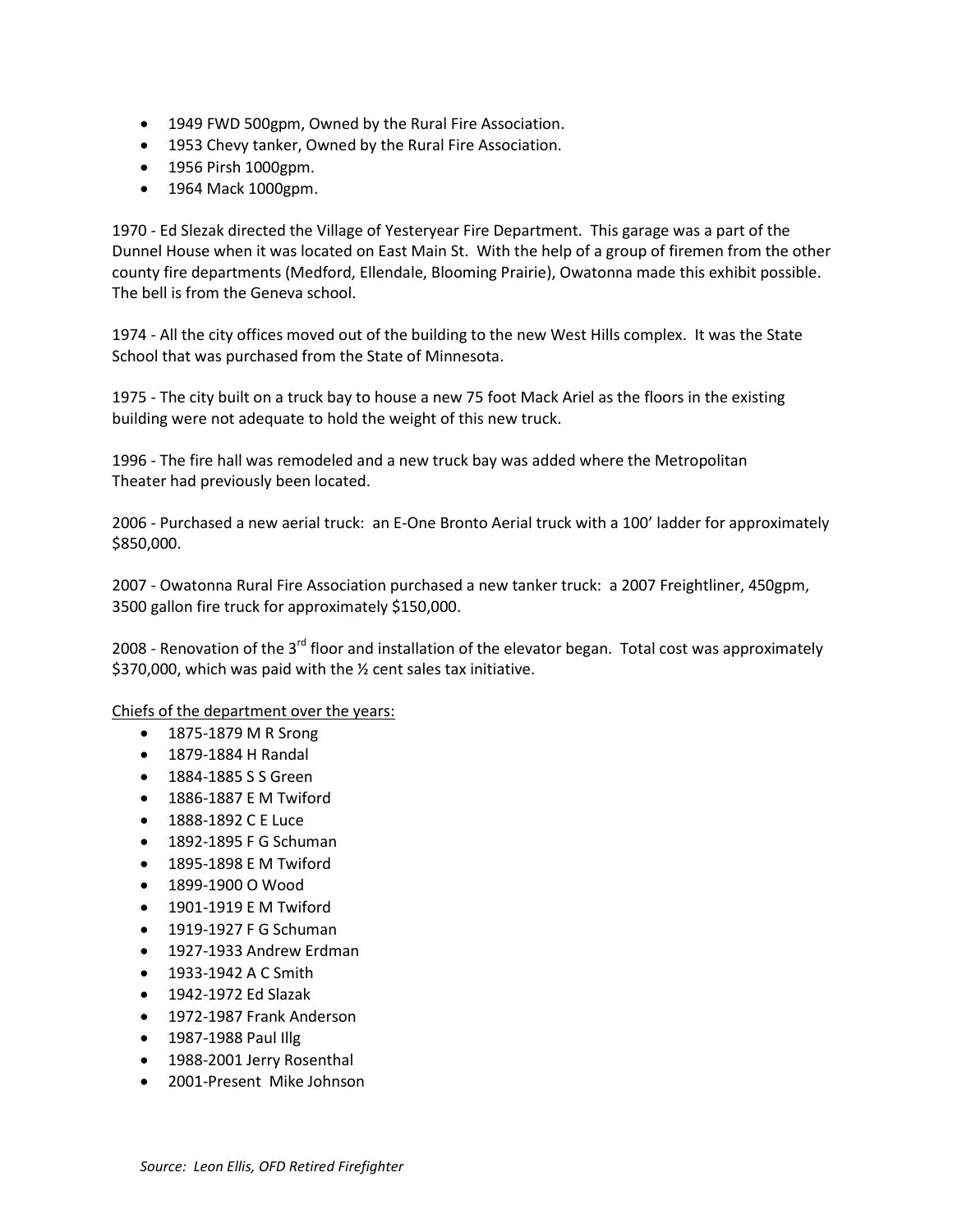- 1949 FWD 500gpm, Owned by the Rural Fire Association.
- 1953 Chevy tanker, Owned by the Rural Fire Association.
- 1956 Pirsh 1000gpm.
- 1964 Mack 1000gpm.

1970 - Ed Slezak directed the Village of Yesteryear Fire Department. This garage was a part of the Dunnel House when it was located on East Main St. With the help of a group of firemen from the other county fire departments (Medford, Ellendale, Blooming Prairie), Owatonna made this exhibit possible. The bell is from the Geneva school.

1974 - All the city offices moved out of the building to the new West Hills complex. It was the State School that was purchased from the State of Minnesota.

1975 - The city built on a truck bay to house a new 75 foot Mack Ariel as the floors in the existing building were not adequate to hold the weight of this new truck.

1996 - The fire hall was remodeled and a new truck bay was added where the Metropolitan Theater had previously been located.

2006 - Purchased a new aerial truck: an E-One Bronto Aerial truck with a 100' ladder for approximately $850,000.

2007 - Owatonna Rural Fire Association purchased a new tanker truck: a 2007 Freightliner, 450gpm, 3500 gallon fire truck for approximately $150,000.

2008 - Renovation of the 3rd floor and installation of the elevator began. Total cost was approximately $370,000, which was paid with the ½ cent sales tax initiative.

Chiefs of the department over the years:

- 1875-1879 M R Srong
- 1879-1884 H Randal
- 1884-1885 S S Green
- 1886-1887 E M Twiford
- 1888-1892 C E Luce
- 1892-1895 F G Schuman
- 1895-1898 E M Twiford
- 1899-1900 O Wood
- 1901-1919 E M Twiford
- 1919-1927 F G Schuman
- 1927-1933 Andrew Erdman
- 1933-1942 A C Smith
- 1942-1972 Ed Slazak
- 1972-1987 Frank Anderson
- 1987-1988 Paul Illg
- 1988-2001 Jerry Rosenthal
- 2001-Present Mike Johnson

*Source: Leon Ellis, OFD Retired Firefighter*